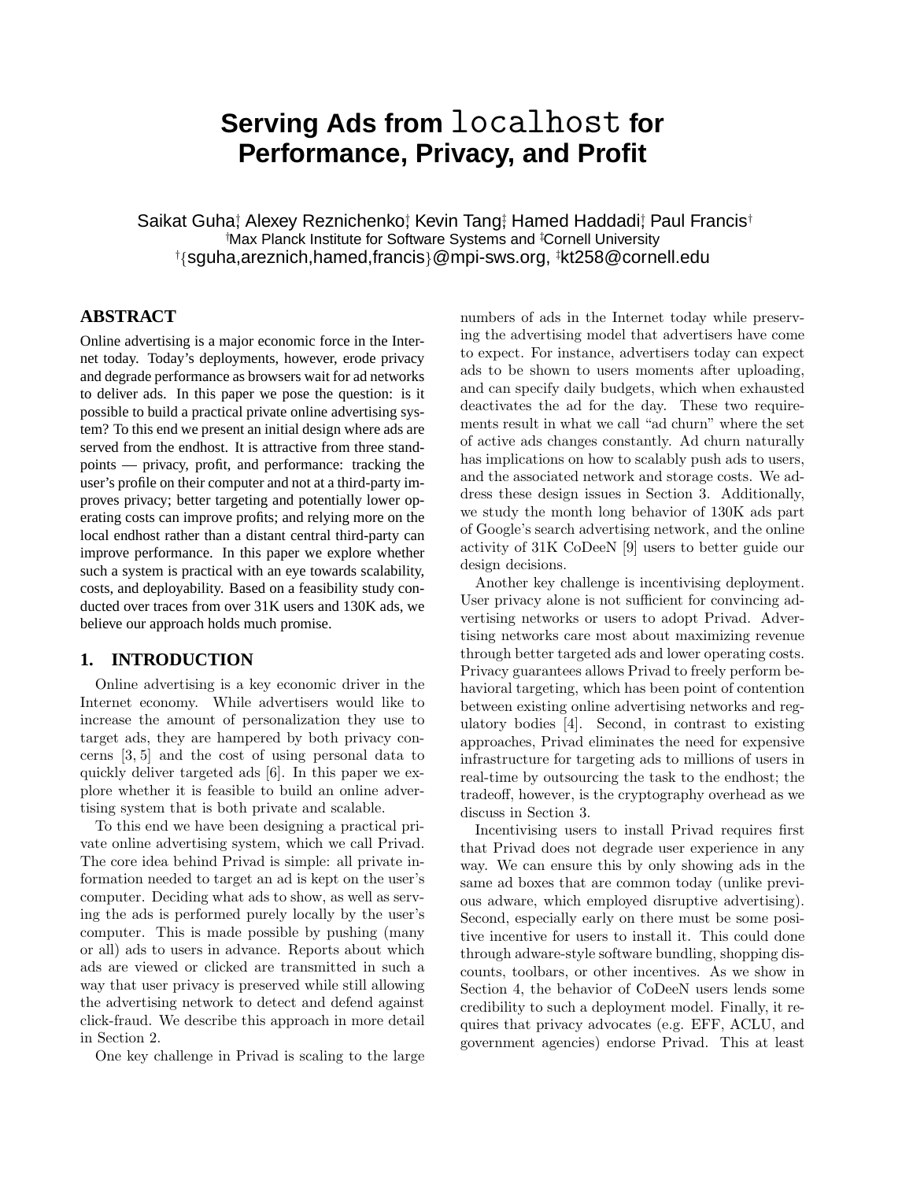# Serving Ads from `localhost` for Performance, Privacy, and Profit

Saikat Guha[†], Alexey Reznichenko[†], Kevin Tang[‡], Hamed Haddadi[†], Paul Francis[†]
[†]Max Planck Institute for Software Systems and [‡]Cornell University
[†]{sguha,areznich,hamed,francis}@mpi-sws.org, [‡]kt258@cornell.edu

## ABSTRACT

Online advertising is a major economic force in the Internet today. Today's deployments, however, erode privacy and degrade performance as browsers wait for ad networks to deliver ads. In this paper we pose the question: is it possible to build a practical private online advertising system? To this end we present an initial design where ads are served from the endhost. It is attractive from three standpoints — privacy, profit, and performance: tracking the user's profile on their computer and not at a third-party improves privacy; better targeting and potentially lower operating costs can improve profits; and relying more on the local endhost rather than a distant central third-party can improve performance. In this paper we explore whether such a system is practical with an eye towards scalability, costs, and deployability. Based on a feasibility study conducted over traces from over 31K users and 130K ads, we believe our approach holds much promise.

## 1. INTRODUCTION

Online advertising is a key economic driver in the Internet economy. While advertisers would like to increase the amount of personalization they use to target ads, they are hampered by both privacy concerns [3, 5] and the cost of using personal data to quickly deliver targeted ads [6]. In this paper we explore whether it is feasible to build an online advertising system that is both private and scalable.

To this end we have been designing a practical private online advertising system, which we call Privad. The core idea behind Privad is simple: all private information needed to target an ad is kept on the user's computer. Deciding what ads to show, as well as serving the ads is performed purely locally by the user's computer. This is made possible by pushing (many or all) ads to users in advance. Reports about which ads are viewed or clicked are transmitted in such a way that user privacy is preserved while still allowing the advertising network to detect and defend against click-fraud. We describe this approach in more detail in Section 2.

One key challenge in Privad is scaling to the large numbers of ads in the Internet today while preserving the advertising model that advertisers have come to expect. For instance, advertisers today can expect ads to be shown to users moments after uploading, and can specify daily budgets, which when exhausted deactivates the ad for the day. These two requirements result in what we call "ad churn" where the set of active ads changes constantly. Ad churn naturally has implications on how to scalably push ads to users, and the associated network and storage costs. We address these design issues in Section 3. Additionally, we study the month long behavior of 130K ads part of Google's search advertising network, and the online activity of 31K CoDeeN [9] users to better guide our design decisions.

Another key challenge is incentivising deployment. User privacy alone is not sufficient for convincing advertising networks or users to adopt Privad. Advertising networks care most about maximizing revenue through better targeted ads and lower operating costs. Privacy guarantees allows Privad to freely perform behavioral targeting, which has been point of contention between existing online advertising networks and regulatory bodies [4]. Second, in contrast to existing approaches, Privad eliminates the need for expensive infrastructure for targeting ads to millions of users in real-time by outsourcing the task to the endhost; the tradeoff, however, is the cryptography overhead as we discuss in Section 3.

Incentivising users to install Privad requires first that Privad does not degrade user experience in any way. We can ensure this by only showing ads in the same ad boxes that are common today (unlike previous adware, which employed disruptive advertising). Second, especially early on there must be some positive incentive for users to install it. This could done through adware-style software bundling, shopping discounts, toolbars, or other incentives. As we show in Section 4, the behavior of CoDeeN users lends some credibility to such a deployment model. Finally, it requires that privacy advocates (e.g. EFF, ACLU, and government agencies) endorse Privad. This at least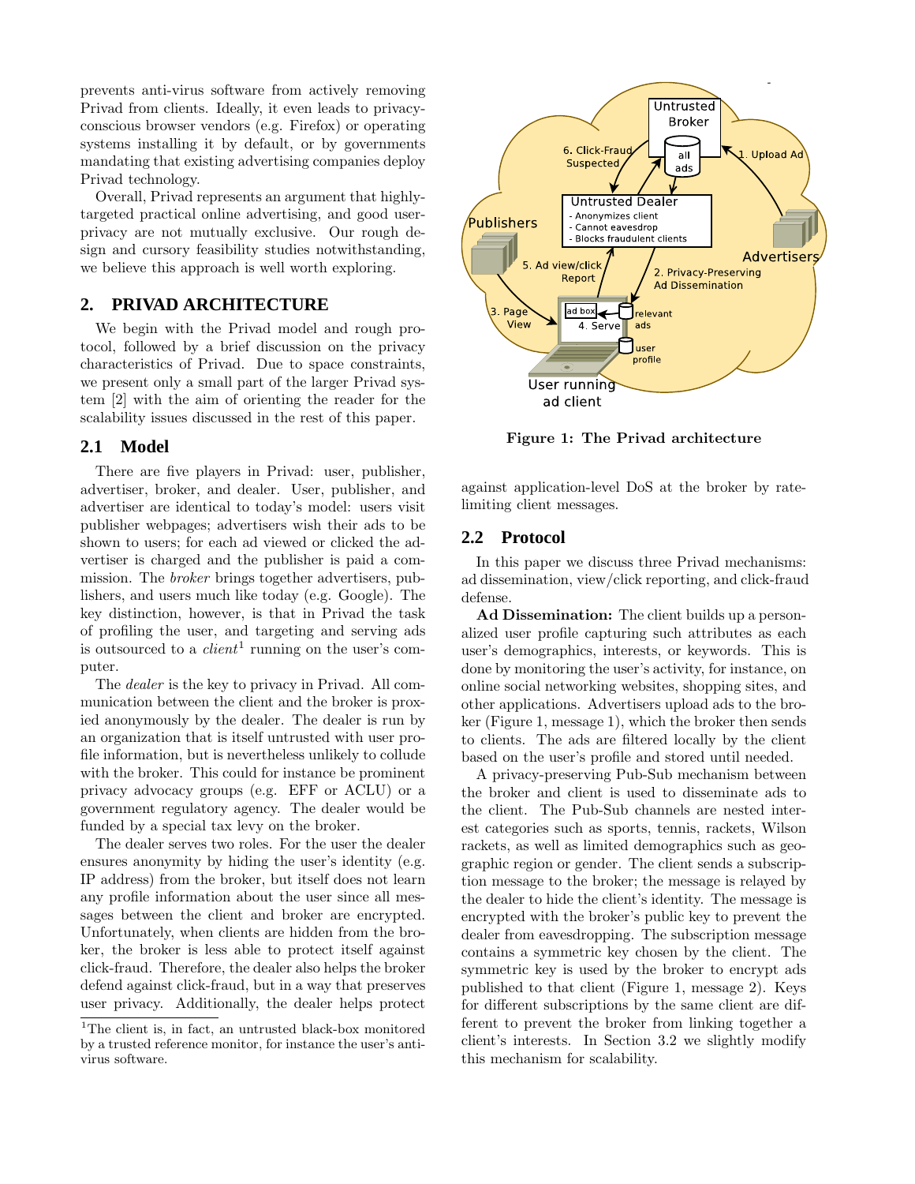prevents anti-virus software from actively removing Privad from clients. Ideally, it even leads to privacy-conscious browser vendors (e.g. Firefox) or operating systems installing it by default, or by governments mandating that existing advertising companies deploy Privad technology.

Overall, Privad represents an argument that highly-targeted practical online advertising, and good user-privacy are not mutually exclusive. Our rough design and cursory feasibility studies notwithstanding, we believe this approach is well worth exploring.

## 2. PRIVAD ARCHITECTURE

We begin with the Privad model and rough protocol, followed by a brief discussion on the privacy characteristics of Privad. Due to space constraints, we present only a small part of the larger Privad system [2] with the aim of orienting the reader for the scalability issues discussed in the rest of this paper.

### 2.1 Model

There are five players in Privad: user, publisher, advertiser, broker, and dealer. User, publisher, and advertiser are identical to today's model: users visit publisher webpages; advertisers wish their ads to be shown to users; for each ad viewed or clicked the advertiser is charged and the publisher is paid a commission. The *broker* brings together advertisers, publishers, and users much like today (e.g. Google). The key distinction, however, is that in Privad the task of profiling the user, and targeting and serving ads is outsourced to a *client*[1] running on the user's computer.

The *dealer* is the key to privacy in Privad. All communication between the client and the broker is proxied anonymously by the dealer. The dealer is run by an organization that is itself untrusted with user profile information, but is nevertheless unlikely to collude with the broker. This could for instance be prominent privacy advocacy groups (e.g. EFF or ACLU) or a government regulatory agency. The dealer would be funded by a special tax levy on the broker.

The dealer serves two roles. For the user the dealer ensures anonymity by hiding the user's identity (e.g. IP address) from the broker, but itself does not learn any profile information about the user since all messages between the client and broker are encrypted. Unfortunately, when clients are hidden from the broker, the broker is less able to protect itself against click-fraud. Therefore, the dealer also helps the broker defend against click-fraud, but in a way that preserves user privacy. Additionally, the dealer helps protect against application-level DoS at the broker by rate-limiting client messages.

[1]The client is, in fact, an untrusted black-box monitored by a trusted reference monitor, for instance the user's anti-virus software.

Figure 1: The Privad architecture

### 2.2 Protocol

In this paper we discuss three Privad mechanisms: ad dissemination, view/click reporting, and click-fraud defense.

**Ad Dissemination:** The client builds up a personalized user profile capturing such attributes as each user's demographics, interests, or keywords. This is done by monitoring the user's activity, for instance, on online social networking websites, shopping sites, and other applications. Advertisers upload ads to the broker (Figure 1, message 1), which the broker then sends to clients. The ads are filtered locally by the client based on the user's profile and stored until needed.

A privacy-preserving Pub-Sub mechanism between the broker and client is used to disseminate ads to the client. The Pub-Sub channels are nested interest categories such as sports, tennis, rackets, Wilson rackets, as well as limited demographics such as geographic region or gender. The client sends a subscription message to the broker; the message is relayed by the dealer to hide the client's identity. The message is encrypted with the broker's public key to prevent the dealer from eavesdropping. The subscription message contains a symmetric key chosen by the client. The symmetric key is used by the broker to encrypt ads published to that client (Figure 1, message 2). Keys for different subscriptions by the same client are different to prevent the broker from linking together a client's interests. In Section 3.2 we slightly modify this mechanism for scalability.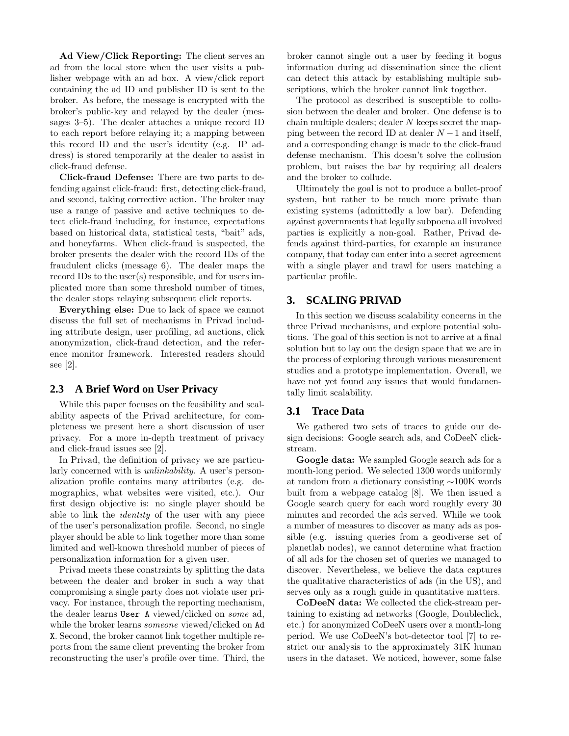**Ad View/Click Reporting:** The client serves an ad from the local store when the user visits a publisher webpage with an ad box. A view/click report containing the ad ID and publisher ID is sent to the broker. As before, the message is encrypted with the broker's public-key and relayed by the dealer (messages 3–5). The dealer attaches a unique record ID to each report before relaying it; a mapping between this record ID and the user's identity (e.g. IP address) is stored temporarily at the dealer to assist in click-fraud defense.

**Click-fraud Defense:** There are two parts to defending against click-fraud: first, detecting click-fraud, and second, taking corrective action. The broker may use a range of passive and active techniques to detect click-fraud including, for instance, expectations based on historical data, statistical tests, "bait" ads, and honeyfarms. When click-fraud is suspected, the broker presents the dealer with the record IDs of the fraudulent clicks (message 6). The dealer maps the record IDs to the user(s) responsible, and for users implicated more than some threshold number of times, the dealer stops relaying subsequent click reports.

**Everything else:** Due to lack of space we cannot discuss the full set of mechanisms in Privad including attribute design, user profiling, ad auctions, click anonymization, click-fraud detection, and the reference monitor framework. Interested readers should see [2].

### 2.3 A Brief Word on User Privacy

While this paper focuses on the feasibility and scalability aspects of the Privad architecture, for completeness we present here a short discussion of user privacy. For a more in-depth treatment of privacy and click-fraud issues see [2].

In Privad, the definition of privacy we are particularly concerned with is *unlinkability*. A user's personalization profile contains many attributes (e.g. demographics, what websites were visited, etc.). Our first design objective is: no single player should be able to link the *identity* of the user with any piece of the user's personalization profile. Second, no single player should be able to link together more than some limited and well-known threshold number of pieces of personalization information for a given user.

Privad meets these constraints by splitting the data between the dealer and broker in such a way that compromising a single party does not violate user privacy. For instance, through the reporting mechanism, the dealer learns `User A` viewed/clicked on *some* ad, while the broker learns *someone* viewed/clicked on `Ad X`. Second, the broker cannot link together multiple reports from the same client preventing the broker from reconstructing the user's profile over time. Third, the broker cannot single out a user by feeding it bogus information during ad dissemination since the client can detect this attack by establishing multiple subscriptions, which the broker cannot link together.

The protocol as described is susceptible to collusion between the dealer and broker. One defense is to chain multiple dealers; dealer $N$ keeps secret the mapping between the record ID at dealer $N-1$ and itself, and a corresponding change is made to the click-fraud defense mechanism. This doesn't solve the collusion problem, but raises the bar by requiring all dealers and the broker to collude.

Ultimately the goal is not to produce a bullet-proof system, but rather to be much more private than existing systems (admittedly a low bar). Defending against governments that legally subpoena all involved parties is explicitly a non-goal. Rather, Privad defends against third-parties, for example an insurance company, that today can enter into a secret agreement with a single player and trawl for users matching a particular profile.

## 3. SCALING PRIVAD

In this section we discuss scalability concerns in the three Privad mechanisms, and explore potential solutions. The goal of this section is not to arrive at a final solution but to lay out the design space that we are in the process of exploring through various measurement studies and a prototype implementation. Overall, we have not yet found any issues that would fundamentally limit scalability.

### 3.1 Trace Data

We gathered two sets of traces to guide our design decisions: Google search ads, and CoDeeN click-stream.

**Google data:** We sampled Google search ads for a month-long period. We selected 1300 words uniformly at random from a dictionary consisting ∼100K words built from a webpage catalog [8]. We then issued a Google search query for each word roughly every 30 minutes and recorded the ads served. While we took a number of measures to discover as many ads as possible (e.g. issuing queries from a geodiverse set of planetlab nodes), we cannot determine what fraction of all ads for the chosen set of queries we managed to discover. Nevertheless, we believe the data captures the qualitative characteristics of ads (in the US), and serves only as a rough guide in quantitative matters.

**CoDeeN data:** We collected the click-stream pertaining to existing ad networks (Google, Doubleclick, etc.) for anonymized CoDeeN users over a month-long period. We use CoDeeN's bot-detector tool [7] to restrict our analysis to the approximately 31K human users in the dataset. We noticed, however, some false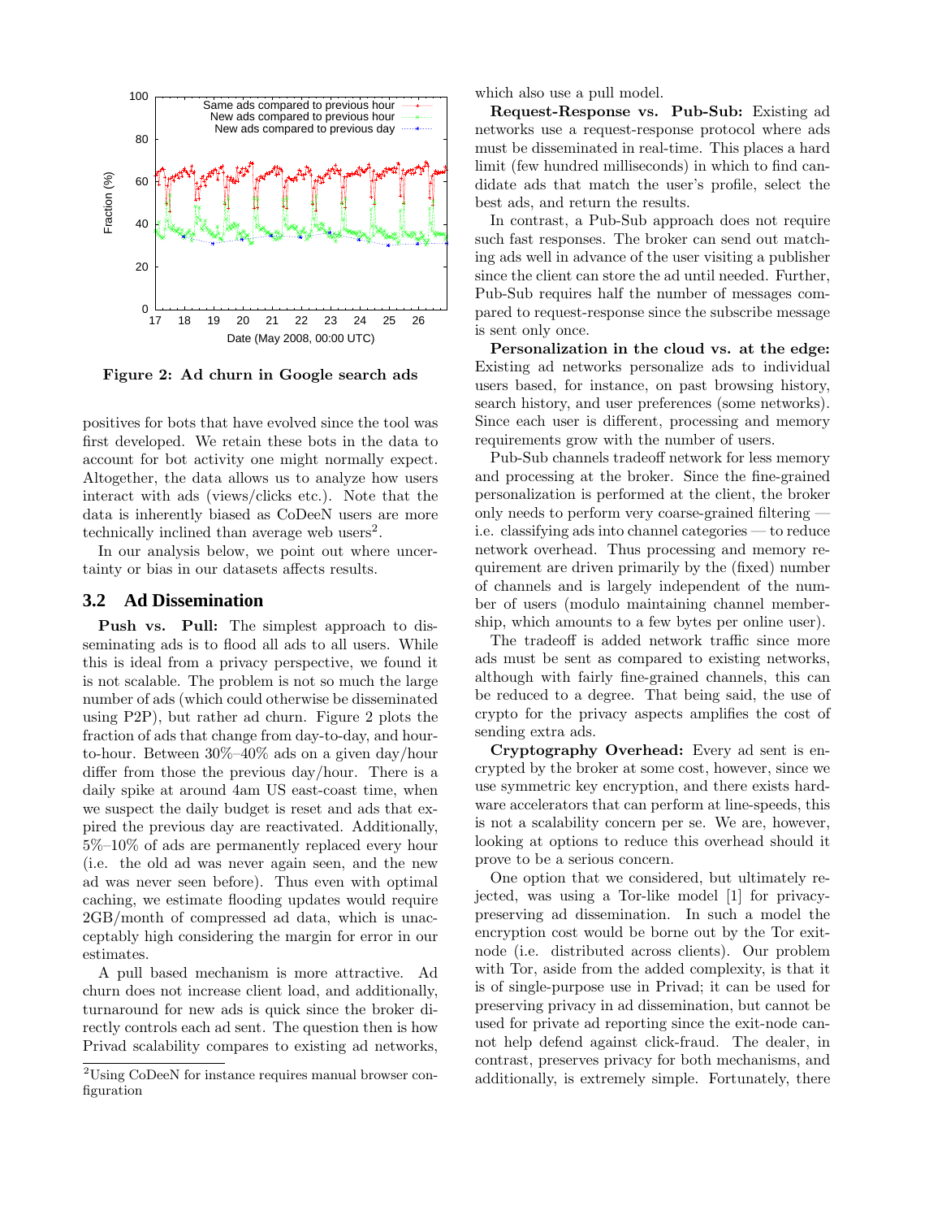Figure 2: Ad churn in Google search ads

positives for bots that have evolved since the tool was first developed. We retain these bots in the data to account for bot activity one might normally expect. Altogether, the data allows us to analyze how users interact with ads (views/clicks etc.). Note that the data is inherently biased as CoDeeN users are more technically inclined than average web users[2].

In our analysis below, we point out where uncertainty or bias in our datasets affects results.

### 3.2 Ad Dissemination

**Push vs. Pull:** The simplest approach to disseminating ads is to flood all ads to all users. While this is ideal from a privacy perspective, we found it is not scalable. The problem is not so much the large number of ads (which could otherwise be disseminated using P2P), but rather ad churn. Figure 2 plots the fraction of ads that change from day-to-day, and hour-to-hour. Between 30%–40% ads on a given day/hour differ from those the previous day/hour. There is a daily spike at around 4am US east-coast time, when we suspect the daily budget is reset and ads that expired the previous day are reactivated. Additionally, 5%–10% of ads are permanently replaced every hour (i.e. the old ad was never again seen, and the new ad was never seen before). Thus even with optimal caching, we estimate flooding updates would require 2GB/month of compressed ad data, which is unacceptably high considering the margin for error in our estimates.

A pull based mechanism is more attractive. Ad churn does not increase client load, and additionally, turnaround for new ads is quick since the broker directly controls each ad sent. The question then is how Privad scalability compares to existing ad networks, which also use a pull model.

**Request-Response vs. Pub-Sub:** Existing ad networks use a request-response protocol where ads must be disseminated in real-time. This places a hard limit (few hundred milliseconds) in which to find candidate ads that match the user's profile, select the best ads, and return the results.

In contrast, a Pub-Sub approach does not require such fast responses. The broker can send out matching ads well in advance of the user visiting a publisher since the client can store the ad until needed. Further, Pub-Sub requires half the number of messages compared to request-response since the subscribe message is sent only once.

**Personalization in the cloud vs. at the edge:** Existing ad networks personalize ads to individual users based, for instance, on past browsing history, search history, and user preferences (some networks). Since each user is different, processing and memory requirements grow with the number of users.

Pub-Sub channels tradeoff network for less memory and processing at the broker. Since the fine-grained personalization is performed at the client, the broker only needs to perform very coarse-grained filtering — i.e. classifying ads into channel categories — to reduce network overhead. Thus processing and memory requirement are driven primarily by the (fixed) number of channels and is largely independent of the number of users (modulo maintaining channel membership, which amounts to a few bytes per online user).

The tradeoff is added network traffic since more ads must be sent as compared to existing networks, although with fairly fine-grained channels, this can be reduced to a degree. That being said, the use of crypto for the privacy aspects amplifies the cost of sending extra ads.

**Cryptography Overhead:** Every ad sent is encrypted by the broker at some cost, however, since we use symmetric key encryption, and there exists hardware accelerators that can perform at line-speeds, this is not a scalability concern per se. We are, however, looking at options to reduce this overhead should it prove to be a serious concern.

One option that we considered, but ultimately rejected, was using a Tor-like model [1] for privacy-preserving ad dissemination. In such a model the encryption cost would be borne out by the Tor exit-node (i.e. distributed across clients). Our problem with Tor, aside from the added complexity, is that it is of single-purpose use in Privad; it can be used for preserving privacy in ad dissemination, but cannot be used for private ad reporting since the exit-node cannot help defend against click-fraud. The dealer, in contrast, preserves privacy for both mechanisms, and additionally, is extremely simple. Fortunately, there

[2]Using CoDeeN for instance requires manual browser configuration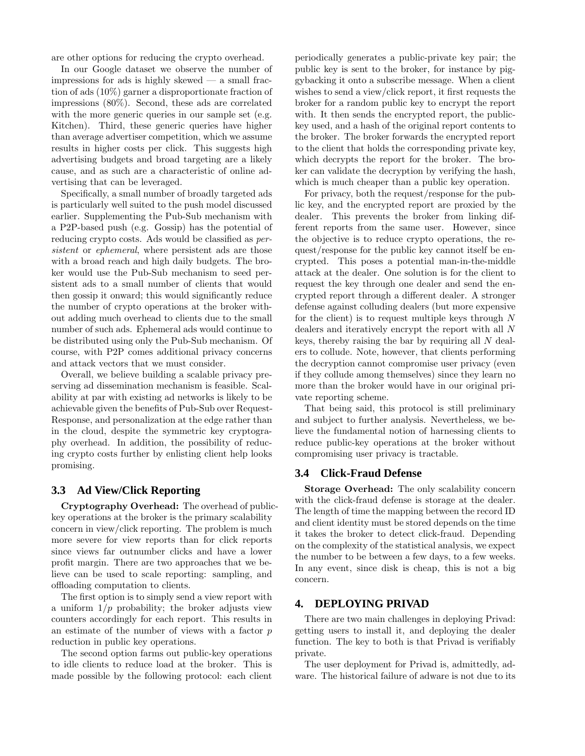are other options for reducing the crypto overhead.

In our Google dataset we observe the number of impressions for ads is highly skewed — a small fraction of ads (10%) garner a disproportionate fraction of impressions (80%). Second, these ads are correlated with the more generic queries in our sample set (e.g. Kitchen). Third, these generic queries have higher than average advertiser competition, which we assume results in higher costs per click. This suggests high advertising budgets and broad targeting are a likely cause, and as such are a characteristic of online advertising that can be leveraged.

Specifically, a small number of broadly targeted ads is particularly well suited to the push model discussed earlier. Supplementing the Pub-Sub mechanism with a P2P-based push (e.g. Gossip) has the potential of reducing crypto costs. Ads would be classified as *persistent* or *ephemeral*, where persistent ads are those with a broad reach and high daily budgets. The broker would use the Pub-Sub mechanism to seed persistent ads to a small number of clients that would then gossip it onward; this would significantly reduce the number of crypto operations at the broker without adding much overhead to clients due to the small number of such ads. Ephemeral ads would continue to be distributed using only the Pub-Sub mechanism. Of course, with P2P comes additional privacy concerns and attack vectors that we must consider.

Overall, we believe building a scalable privacy preserving ad dissemination mechanism is feasible. Scalability at par with existing ad networks is likely to be achievable given the benefits of Pub-Sub over Request-Response, and personalization at the edge rather than in the cloud, despite the symmetric key cryptography overhead. In addition, the possibility of reducing crypto costs further by enlisting client help looks promising.

### 3.3 Ad View/Click Reporting

**Cryptography Overhead:** The overhead of public-key operations at the broker is the primary scalability concern in view/click reporting. The problem is much more severe for view reports than for click reports since views far outnumber clicks and have a lower profit margin. There are two approaches that we believe can be used to scale reporting: sampling, and offloading computation to clients.

The first option is to simply send a view report with a uniform $1/p$ probability; the broker adjusts view counters accordingly for each report. This results in an estimate of the number of views with a factor $p$ reduction in public key operations.

The second option farms out public-key operations to idle clients to reduce load at the broker. This is made possible by the following protocol: each client periodically generates a public-private key pair; the public key is sent to the broker, for instance by piggybacking it onto a subscribe message. When a client wishes to send a view/click report, it first requests the broker for a random public key to encrypt the report with. It then sends the encrypted report, the public-key used, and a hash of the original report contents to the broker. The broker forwards the encrypted report to the client that holds the corresponding private key, which decrypts the report for the broker. The broker can validate the decryption by verifying the hash, which is much cheaper than a public key operation.

For privacy, both the request/response for the public key, and the encrypted report are proxied by the dealer. This prevents the broker from linking different reports from the same user. However, since the objective is to reduce crypto operations, the request/response for the public key cannot itself be encrypted. This poses a potential man-in-the-middle attack at the dealer. One solution is for the client to request the key through one dealer and send the encrypted report through a different dealer. A stronger defense against colluding dealers (but more expensive for the client) is to request multiple keys through $N$ dealers and iteratively encrypt the report with all $N$ keys, thereby raising the bar by requiring all $N$ dealers to collude. Note, however, that clients performing the decryption cannot compromise user privacy (even if they collude among themselves) since they learn no more than the broker would have in our original private reporting scheme.

That being said, this protocol is still preliminary and subject to further analysis. Nevertheless, we believe the fundamental notion of harnessing clients to reduce public-key operations at the broker without compromising user privacy is tractable.

### 3.4 Click-Fraud Defense

**Storage Overhead:** The only scalability concern with the click-fraud defense is storage at the dealer. The length of time the mapping between the record ID and client identity must be stored depends on the time it takes the broker to detect click-fraud. Depending on the complexity of the statistical analysis, we expect the number to be between a few days, to a few weeks. In any event, since disk is cheap, this is not a big concern.

## 4. DEPLOYING PRIVAD

There are two main challenges in deploying Privad: getting users to install it, and deploying the dealer function. The key to both is that Privad is verifiably private.

The user deployment for Privad is, admittedly, adware. The historical failure of adware is not due to its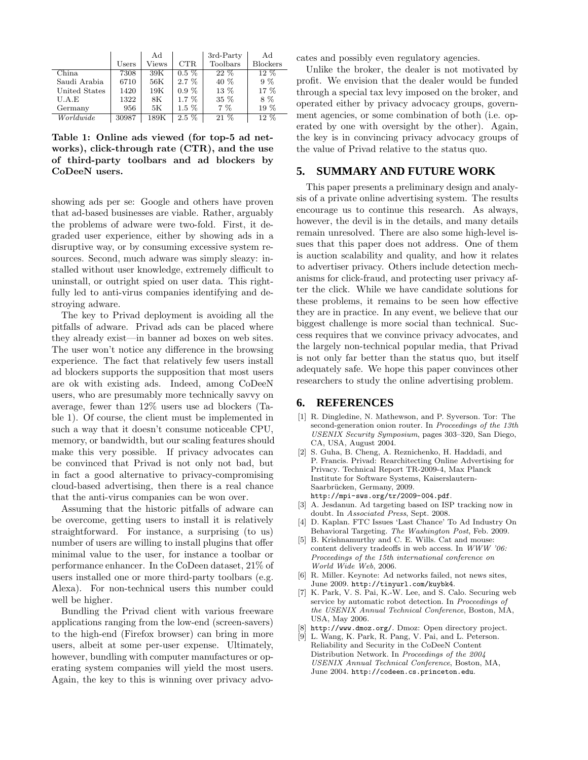| | Users | Ad Views | CTR | 3rd-Party Toolbars | Ad Blockers |
|---|---|---|---|---|---|
| China | 7308 | 39K | 0.5 % | 22 % | 12 % |
| Saudi Arabia | 6710 | 56K | 2.7 % | 40 % | 9 % |
| United States | 1420 | 19K | 0.9 % | 13 % | 17 % |
| U.A.E | 1322 | 8K | 1.7 % | 35 % | 8 % |
| Germany | 956 | 5K | 1.5 % | 7 % | 19 % |
| *Worldwide* | 30987 | 189K | 2.5 % | 21 % | 12 % |

**Table 1: Online ads viewed (for top-5 ad networks), click-through rate (CTR), and the use of third-party toolbars and ad blockers by CoDeeN users.**

showing ads per se: Google and others have proven that ad-based businesses are viable. Rather, arguably the problems of adware were two-fold. First, it degraded user experience, either by showing ads in a disruptive way, or by consuming excessive system resources. Second, much adware was simply sleazy: installed without user knowledge, extremely difficult to uninstall, or outright spied on user data. This rightfully led to anti-virus companies identifying and destroying adware.

The key to Privad deployment is avoiding all the pitfalls of adware. Privad ads can be placed where they already exist—in banner ad boxes on web sites. The user won't notice any difference in the browsing experience. The fact that relatively few users install ad blockers supports the supposition that most users are ok with existing ads. Indeed, among CoDeeN users, who are presumably more technically savvy on average, fewer than 12% users use ad blockers (Table 1). Of course, the client must be implemented in such a way that it doesn't consume noticeable CPU, memory, or bandwidth, but our scaling features should make this very possible. If privacy advocates can be convinced that Privad is not only not bad, but in fact a good alternative to privacy-compromising cloud-based advertising, then there is a real chance that the anti-virus companies can be won over.

Assuming that the historic pitfalls of adware can be overcome, getting users to install it is relatively straightforward. For instance, a surprising (to us) number of users are willing to install plugins that offer minimal value to the user, for instance a toolbar or performance enhancer. In the CoDeen dataset, 21% of users installed one or more third-party toolbars (e.g. Alexa). For non-technical users this number could well be higher.

Bundling the Privad client with various freeware applications ranging from the low-end (screen-savers) to the high-end (Firefox browser) can bring in more users, albeit at some per-user expense. Ultimately, however, bundling with computer manufactures or operating system companies will yield the most users. Again, the key to this is winning over privacy advocates and possibly even regulatory agencies.

Unlike the broker, the dealer is not motivated by profit. We envision that the dealer would be funded through a special tax levy imposed on the broker, and operated either by privacy advocacy groups, government agencies, or some combination of both (i.e. operated by one with oversight by the other). Again, the key is in convincing privacy advocacy groups of the value of Privad relative to the status quo.

## 5. SUMMARY AND FUTURE WORK

This paper presents a preliminary design and analysis of a private online advertising system. The results encourage us to continue this research. As always, however, the devil is in the details, and many details remain unresolved. There are also some high-level issues that this paper does not address. One of them is auction scalability and quality, and how it relates to advertiser privacy. Others include detection mechanisms for click-fraud, and protecting user privacy after the click. While we have candidate solutions for these problems, it remains to be seen how effective they are in practice. In any event, we believe that our biggest challenge is more social than technical. Success requires that we convince privacy advocates, and the largely non-technical popular media, that Privad is not only far better than the status quo, but itself adequately safe. We hope this paper convinces other researchers to study the online advertising problem.

## 6. REFERENCES

[1] R. Dingledine, N. Mathewson, and P. Syverson. Tor: The second-generation onion router. In *Proceedings of the 13th USENIX Security Symposium*, pages 303–320, San Diego, CA, USA, August 2004.

[2] S. Guha, B. Cheng, A. Reznichenko, H. Haddadi, and P. Francis. Privad: Rearchitecting Online Advertising for Privacy. Technical Report TR-2009-4, Max Planck Institute for Software Systems, Kaiserslautern-Saarbrücken, Germany, 2009. http://mpi-sws.org/tr/2009-004.pdf.

[3] A. Jesdanun. Ad targeting based on ISP tracking now in doubt. In *Associated Press*, Sept. 2008.

[4] D. Kaplan. FTC Issues 'Last Chance' To Ad Industry On Behavioral Targeting. *The Washington Post*, Feb. 2009.

[5] B. Krishnamurthy and C. E. Wills. Cat and mouse: content delivery tradeoffs in web access. In *WWW '06: Proceedings of the 15th international conference on World Wide Web*, 2006.

[6] R. Miller. Keynote: Ad networks failed, not news sites, June 2009. http://tinyurl.com/kuybk4.

[7] K. Park, V. S. Pai, K.-W. Lee, and S. Calo. Securing web service by automatic robot detection. In *Proceedings of the USENIX Annual Technical Conference*, Boston, MA, USA, May 2006.

[8] http://www.dmoz.org/. Dmoz: Open directory project.

[9] L. Wang, K. Park, R. Pang, V. Pai, and L. Peterson. Reliability and Security in the CoDeeN Content Distribution Network. In *Proceedings of the 2004 USENIX Annual Technical Conference*, Boston, MA, June 2004. http://codeen.cs.princeton.edu.